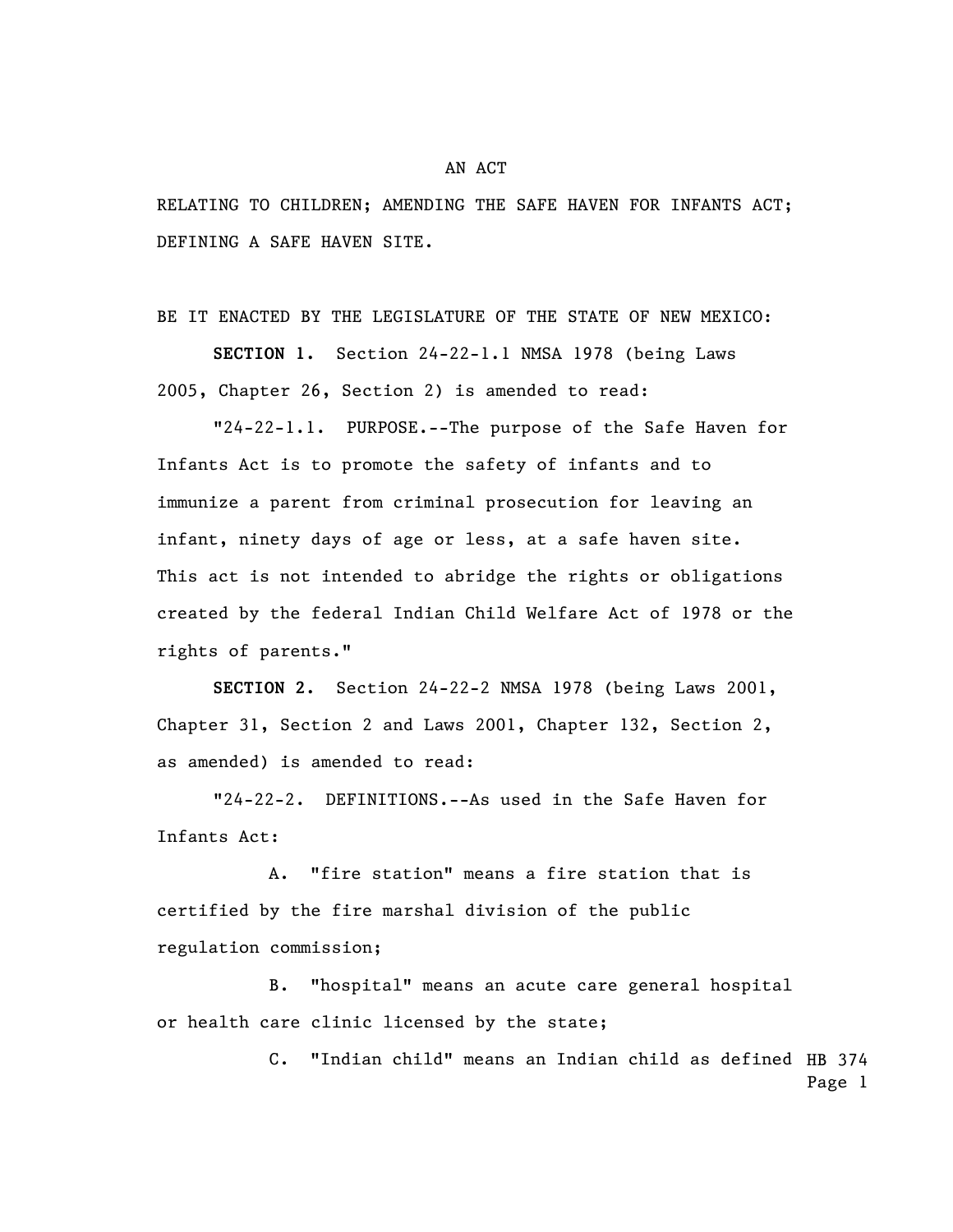AN ACT

RELATING TO CHILDREN; AMENDING THE SAFE HAVEN FOR INFANTS ACT; DEFINING A SAFE HAVEN SITE.

BE IT ENACTED BY THE LEGISLATURE OF THE STATE OF NEW MEXICO:

**SECTION 1.** Section 24-22-1.1 NMSA 1978 (being Laws 2005, Chapter 26, Section 2) is amended to read:

"24-22-1.1. PURPOSE.--The purpose of the Safe Haven for Infants Act is to promote the safety of infants and to immunize a parent from criminal prosecution for leaving an infant, ninety days of age or less, at a safe haven site. This act is not intended to abridge the rights or obligations created by the federal Indian Child Welfare Act of 1978 or the rights of parents."

**SECTION 2.** Section 24-22-2 NMSA 1978 (being Laws 2001, Chapter 31, Section 2 and Laws 2001, Chapter 132, Section 2, as amended) is amended to read:

"24-22-2. DEFINITIONS.--As used in the Safe Haven for Infants Act:

A. "fire station" means a fire station that is certified by the fire marshal division of the public regulation commission;

B. "hospital" means an acute care general hospital or health care clinic licensed by the state;

C. "Indian child" means an Indian child as defined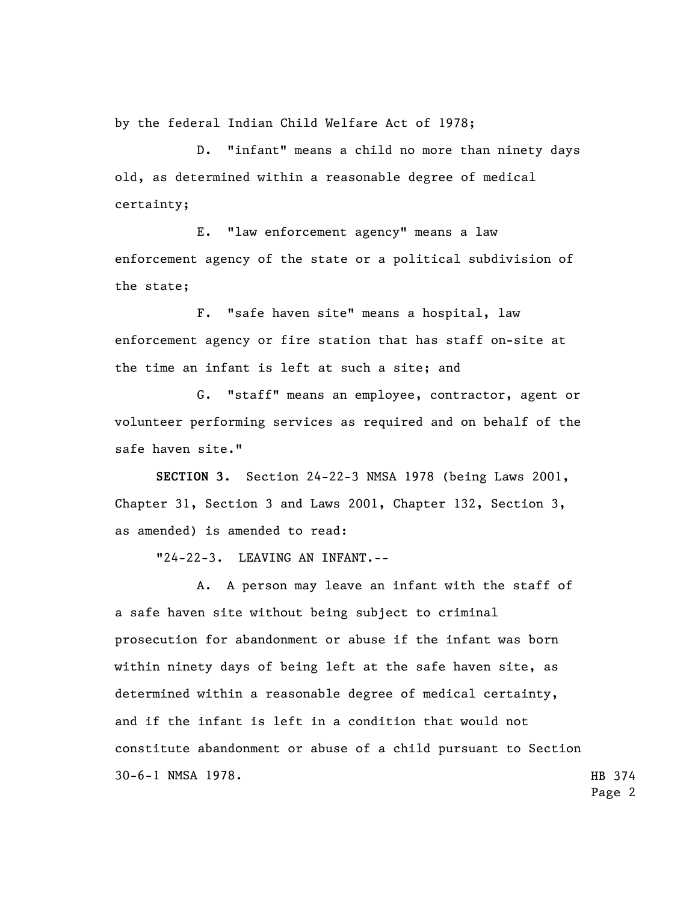by the federal Indian Child Welfare Act of 1978;

D. "infant" means a child no more than ninety days old, as determined within a reasonable degree of medical certainty;

E. "law enforcement agency" means a law enforcement agency of the state or a political subdivision of the state;

F. "safe haven site" means a hospital, law enforcement agency or fire station that has staff on-site at the time an infant is left at such a site; and

G. "staff" means an employee, contractor, agent or volunteer performing services as required and on behalf of the safe haven site."

**SECTION 3.** Section 24-22-3 NMSA 1978 (being Laws 2001, Chapter 31, Section 3 and Laws 2001, Chapter 132, Section 3, as amended) is amended to read:

"24-22-3. LEAVING AN INFANT.--

A. A person may leave an infant with the staff of a safe haven site without being subject to criminal prosecution for abandonment or abuse if the infant was born within ninety days of being left at the safe haven site, as determined within a reasonable degree of medical certainty, and if the infant is left in a condition that would not constitute abandonment or abuse of a child pursuant to Section 30-6-1 NMSA 1978.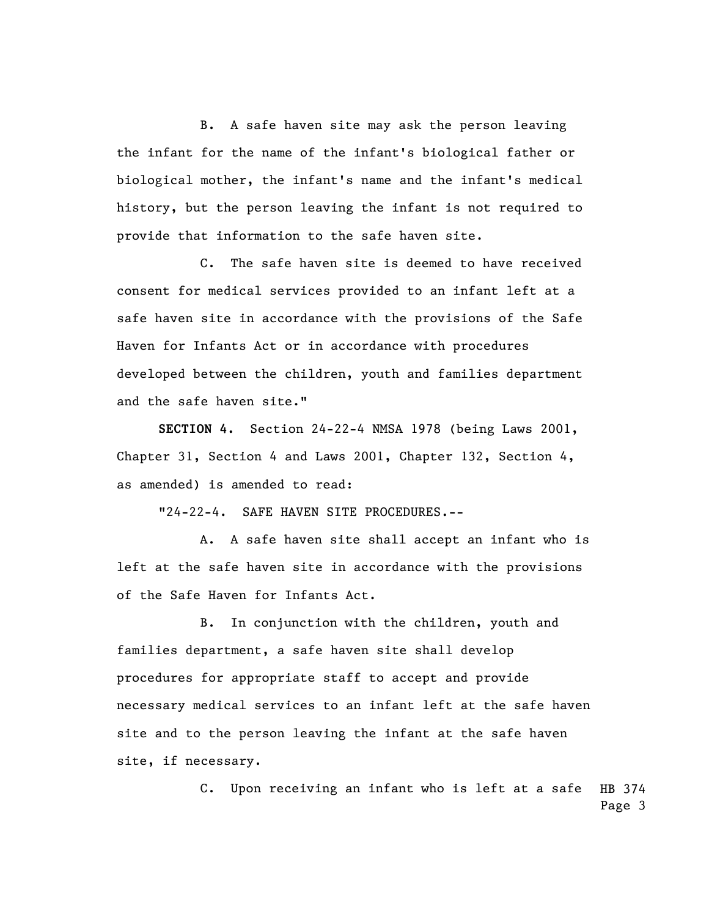B. A safe haven site may ask the person leaving the infant for the name of the infant's biological father or biological mother, the infant's name and the infant's medical history, but the person leaving the infant is not required to provide that information to the safe haven site.

C. The safe haven site is deemed to have received consent for medical services provided to an infant left at a safe haven site in accordance with the provisions of the Safe Haven for Infants Act or in accordance with procedures developed between the children, youth and families department and the safe haven site."

**SECTION 4.** Section 24-22-4 NMSA 1978 (being Laws 2001, Chapter 31, Section 4 and Laws 2001, Chapter 132, Section 4, as amended) is amended to read:

"24-22-4. SAFE HAVEN SITE PROCEDURES.--

A. A safe haven site shall accept an infant who is left at the safe haven site in accordance with the provisions of the Safe Haven for Infants Act.

B. In conjunction with the children, youth and families department, a safe haven site shall develop procedures for appropriate staff to accept and provide necessary medical services to an infant left at the safe haven site and to the person leaving the infant at the safe haven site, if necessary.

C. Upon receiving an infant who is left at a safe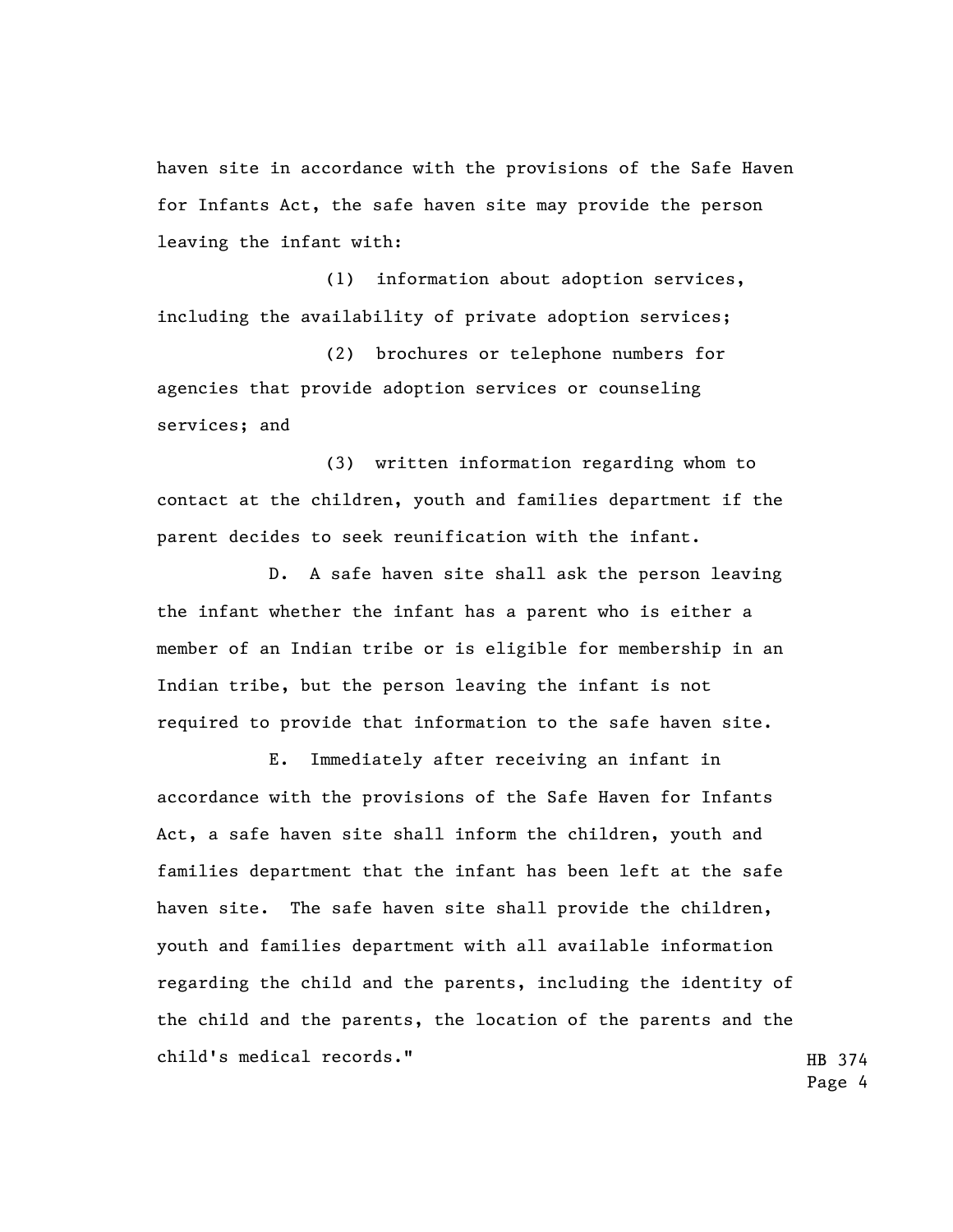haven site in accordance with the provisions of the Safe Haven for Infants Act, the safe haven site may provide the person leaving the infant with:

(1) information about adoption services, including the availability of private adoption services;

(2) brochures or telephone numbers for agencies that provide adoption services or counseling services; and

(3) written information regarding whom to contact at the children, youth and families department if the parent decides to seek reunification with the infant.

D. A safe haven site shall ask the person leaving the infant whether the infant has a parent who is either a member of an Indian tribe or is eligible for membership in an Indian tribe, but the person leaving the infant is not required to provide that information to the safe haven site.

E. Immediately after receiving an infant in accordance with the provisions of the Safe Haven for Infants Act, a safe haven site shall inform the children, youth and families department that the infant has been left at the safe haven site. The safe haven site shall provide the children, youth and families department with all available information regarding the child and the parents, including the identity of the child and the parents, the location of the parents and the child's medical records."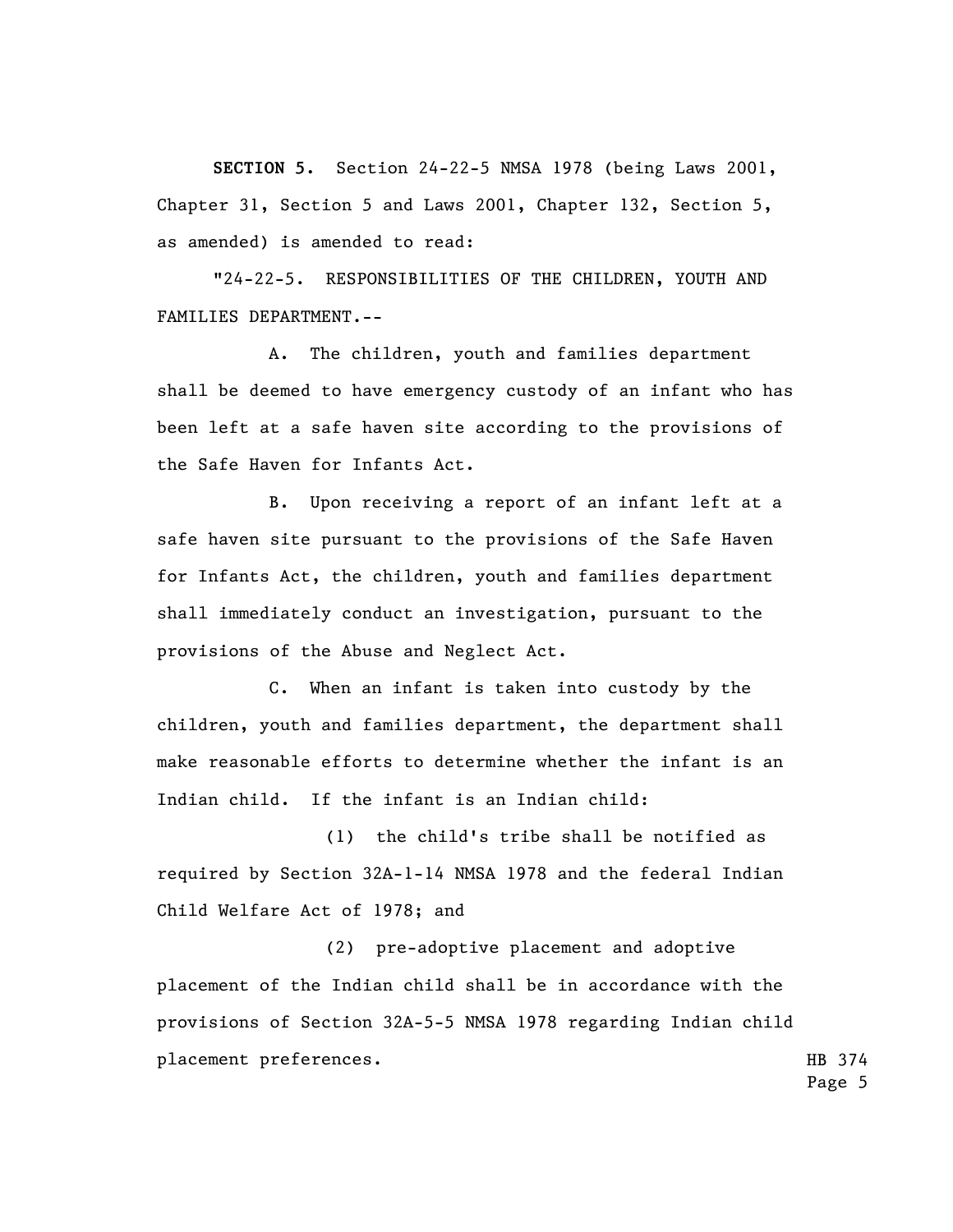**SECTION 5.** Section 24-22-5 NMSA 1978 (being Laws 2001, Chapter 31, Section 5 and Laws 2001, Chapter 132, Section 5, as amended) is amended to read:

"24-22-5. RESPONSIBILITIES OF THE CHILDREN, YOUTH AND FAMILIES DEPARTMENT.--

A. The children, youth and families department shall be deemed to have emergency custody of an infant who has been left at a safe haven site according to the provisions of the Safe Haven for Infants Act.

B. Upon receiving a report of an infant left at a safe haven site pursuant to the provisions of the Safe Haven for Infants Act, the children, youth and families department shall immediately conduct an investigation, pursuant to the provisions of the Abuse and Neglect Act.

C. When an infant is taken into custody by the children, youth and families department, the department shall make reasonable efforts to determine whether the infant is an Indian child. If the infant is an Indian child:

(1) the child's tribe shall be notified as required by Section 32A-1-14 NMSA 1978 and the federal Indian Child Welfare Act of 1978; and

(2) pre-adoptive placement and adoptive placement of the Indian child shall be in accordance with the provisions of Section 32A-5-5 NMSA 1978 regarding Indian child placement preferences.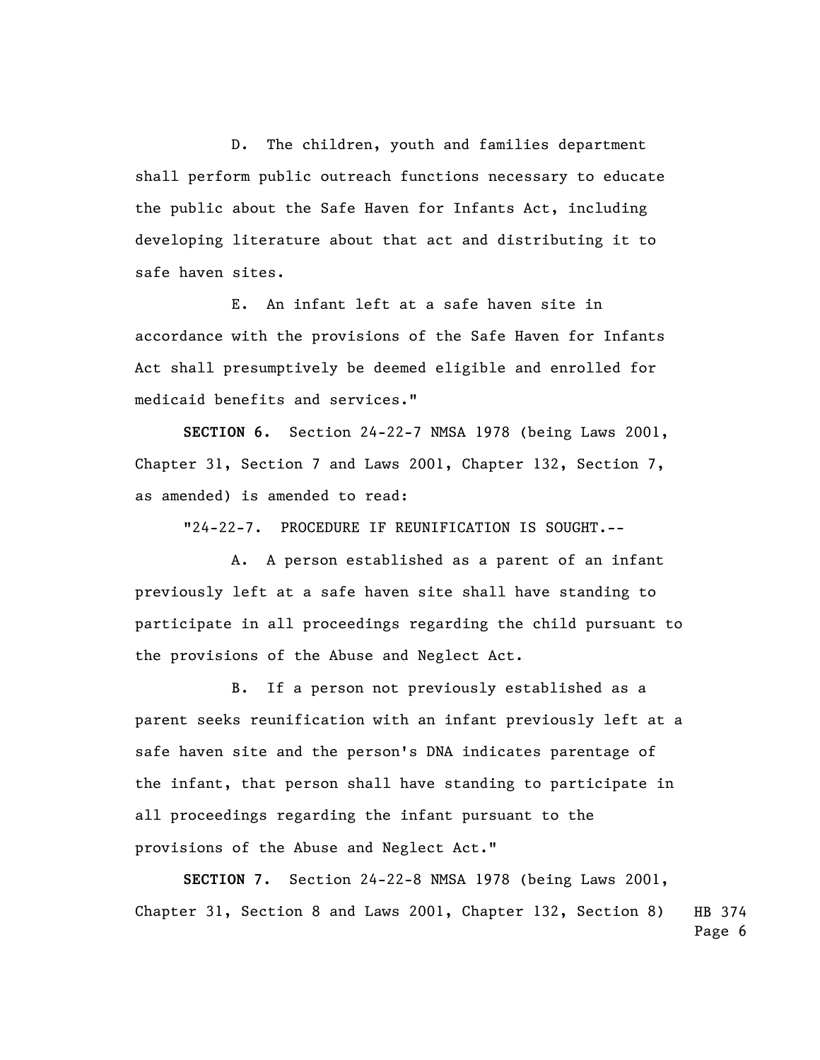D. The children, youth and families department shall perform public outreach functions necessary to educate the public about the Safe Haven for Infants Act, including developing literature about that act and distributing it to safe haven sites.

E. An infant left at a safe haven site in accordance with the provisions of the Safe Haven for Infants Act shall presumptively be deemed eligible and enrolled for medicaid benefits and services."

**SECTION 6.** Section 24-22-7 NMSA 1978 (being Laws 2001, Chapter 31, Section 7 and Laws 2001, Chapter 132, Section 7, as amended) is amended to read:

"24-22-7. PROCEDURE IF REUNIFICATION IS SOUGHT.--

A. A person established as a parent of an infant previously left at a safe haven site shall have standing to participate in all proceedings regarding the child pursuant to the provisions of the Abuse and Neglect Act.

B. If a person not previously established as a parent seeks reunification with an infant previously left at a safe haven site and the person's DNA indicates parentage of the infant, that person shall have standing to participate in all proceedings regarding the infant pursuant to the provisions of the Abuse and Neglect Act."

**SECTION 7.** Section 24-22-8 NMSA 1978 (being Laws 2001, Chapter 31, Section 8 and Laws 2001, Chapter 132, Section 8)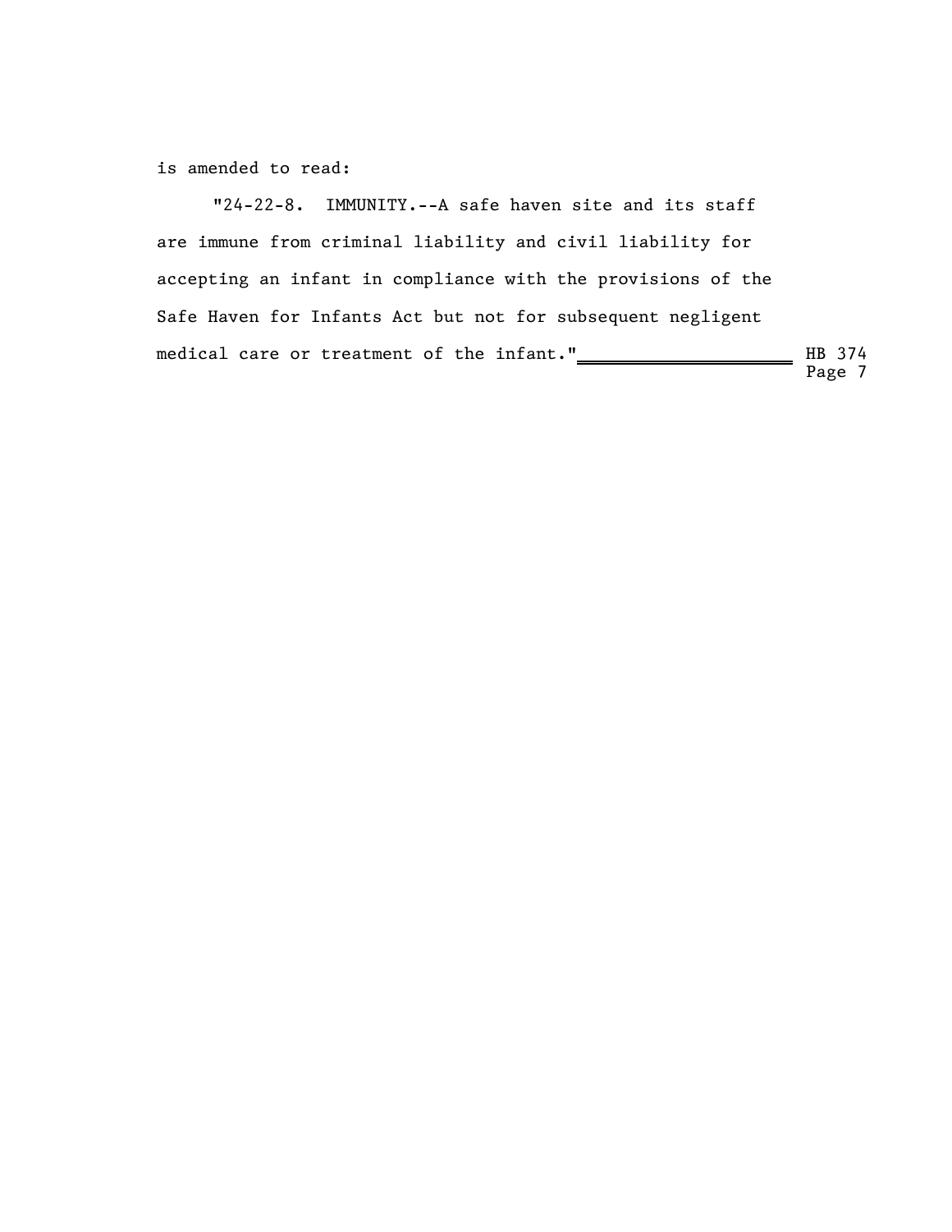is amended to read:

"24-22-8. IMMUNITY.--A safe haven site and its staff are immune from criminal liability and civil liability for accepting an infant in compliance with the provisions of the Safe Haven for Infants Act but not for subsequent negligent medical care or treatment of the infant."